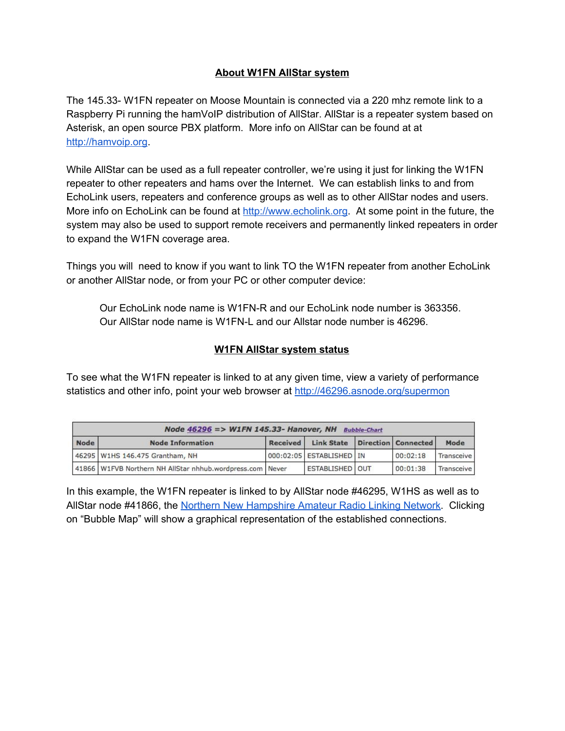## About W1FN AllStar system

The 145.33- W1FN repeater on Moose Mountain is connected via a 220 mhz remote link to a Raspberry Pi running the hamVoIP distribution of AllStar. AllStar is a repeater system based on Asterisk, an open source PBX platform. More info on AllStar can be found at at http://hamvoip.org.

While AllStar can be used as a full repeater controller, we're using it just for linking the W1FN repeater to other repeaters and hams over the Internet. We can establish links to and from EchoLink users, repeaters and conference groups as well as to other AllStar nodes and users. More info on EchoLink can be found at http://www.echolink.org. At some point in the future, the system may also be used to support remote receivers and permanently linked repeaters in order to expand the W1FN coverage area.

Things you will need to know if you want to link TO the W1FN repeater from another EchoLink or another AllStar node, or from your PC or other computer device:

> Our EchoLink node name is W1FN-R and our EchoLink node number is 363356.
> Our AllStar node name is W1FN-L and our Allstar node number is 46296.

## W1FN AllStar system status

To see what the W1FN repeater is linked to at any given time, view a variety of performance statistics and other info, point your web browser at http://46296.asnode.org/supermon

| Node 46296 => W1FN 145.33- Hanover, NH Bubble-Chart | | | | | | |
|---|---|---|---|---|---|---|
| **Node** | **Node Information** | **Received** | **Link State** | **Direction** | **Connected** | **Mode** |
| 46295 | W1HS 146.475 Grantham, NH | 000:02:05 | ESTABLISHED | IN | 00:02:18 | Transceive |
| 41866 | W1FVB Northern NH AllStar nhhub.wordpress.com | Never | ESTABLISHED | OUT | 00:01:38 | Transceive |

In this example, the W1FN repeater is linked to by AllStar node #46295, W1HS as well as to AllStar node #41866, the Northern New Hampshire Amateur Radio Linking Network. Clicking on "Bubble Map" will show a graphical representation of the established connections.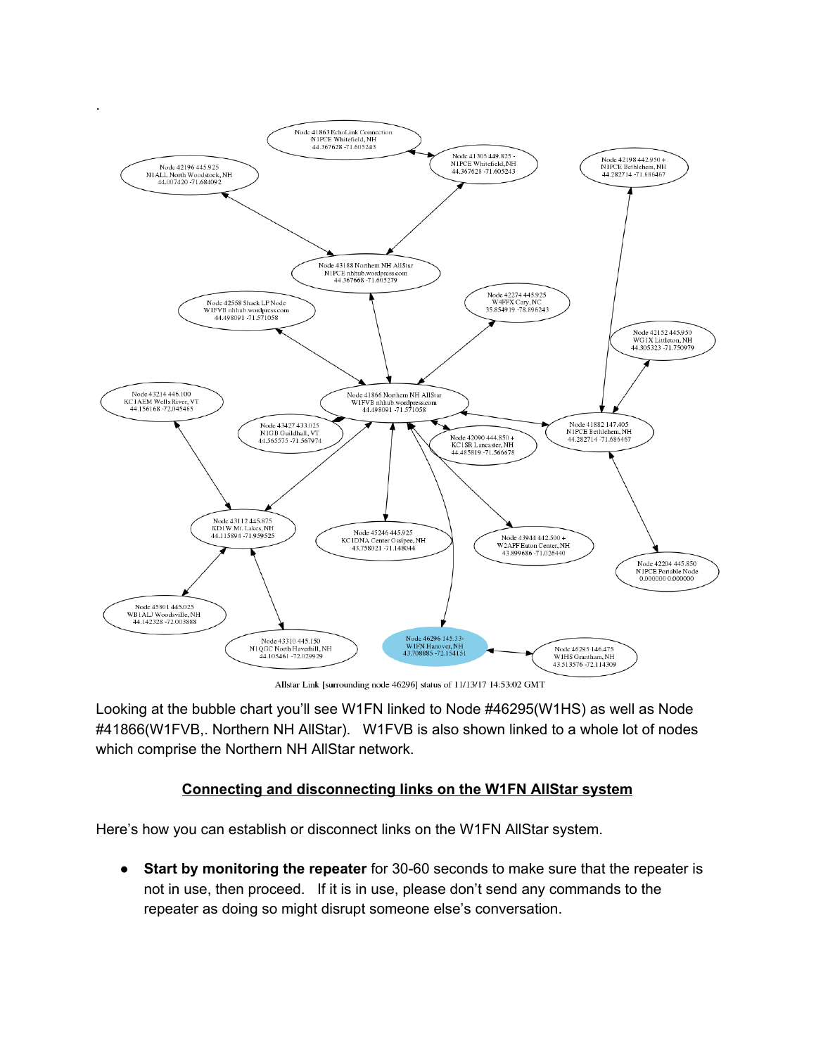Allstar Link [surrounding node 46296] status of 11/13/17 14:53:02 GMT

Looking at the bubble chart you'll see W1FN linked to Node #46295(W1HS) as well as Node #41866(W1FVB,. Northern NH AllStar). W1FVB is also shown linked to a whole lot of nodes which comprise the Northern NH AllStar network.

## Connecting and disconnecting links on the W1FN AllStar system

Here's how you can establish or disconnect links on the W1FN AllStar system.

- **Start by monitoring the repeater** for 30-60 seconds to make sure that the repeater is not in use, then proceed. If it is in use, please don't send any commands to the repeater as doing so might disrupt someone else's conversation.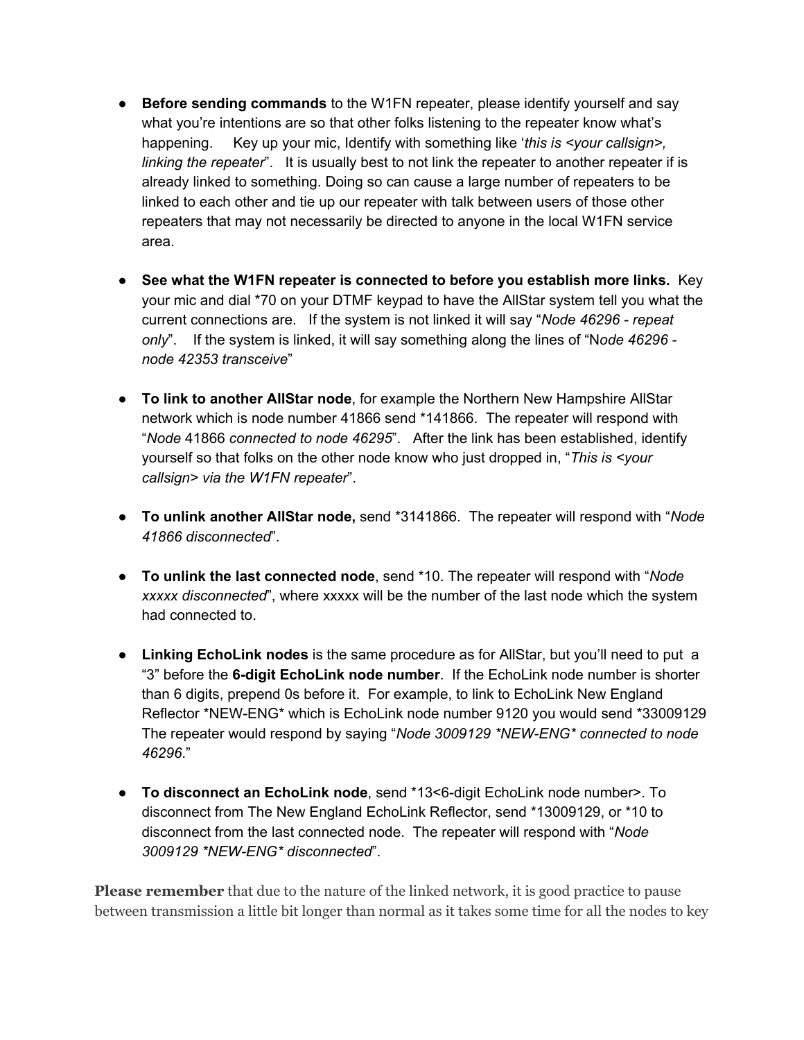- **Before sending commands** to the W1FN repeater, please identify yourself and say what you're intentions are so that other folks listening to the repeater know what's happening. Key up your mic, Identify with something like '*this is <your callsign>, linking the repeater*". It is usually best to not link the repeater to another repeater if is already linked to something. Doing so can cause a large number of repeaters to be linked to each other and tie up our repeater with talk between users of those other repeaters that may not necessarily be directed to anyone in the local W1FN service area.

- **See what the W1FN repeater is connected to before you establish more links.** Key your mic and dial *70 on your DTMF keypad to have the AllStar system tell you what the current connections are. If the system is not linked it will say "*Node 46296 - repeat only*". If the system is linked, it will say something along the lines of "N*ode 46296 - node 42353 transceive*"

- **To link to another AllStar node**, for example the Northern New Hampshire AllStar network which is node number 41866 send *141866. The repeater will respond with "*Node* 41866 *connected to node 46295*". After the link has been established, identify yourself so that folks on the other node know who just dropped in, "*This is <your callsign> via the W1FN repeater*".

- **To unlink another AllStar node,** send *3141866. The repeater will respond with "*Node 41866 disconnected*".

- **To unlink the last connected node**, send *10. The repeater will respond with "*Node xxxxx disconnected*", where xxxxx will be the number of the last node which the system had connected to.

- **Linking EchoLink nodes** is the same procedure as for AllStar, but you'll need to put a "3" before the **6-digit EchoLink node number**. If the EchoLink node number is shorter than 6 digits, prepend 0s before it. For example, to link to EchoLink New England Reflector *NEW-ENG* which is EchoLink node number 9120 you would send *33009129 The repeater would respond by saying "*Node 3009129 *NEW-ENG* connected to node 46296.*"

- **To disconnect an EchoLink node**, send *13<6-digit EchoLink node number>. To disconnect from The New England EchoLink Reflector, send *13009129, or *10 to disconnect from the last connected node. The repeater will respond with "*Node 3009129 *NEW-ENG* disconnected*".

**Please remember** that due to the nature of the linked network, it is good practice to pause between transmission a little bit longer than normal as it takes some time for all the nodes to key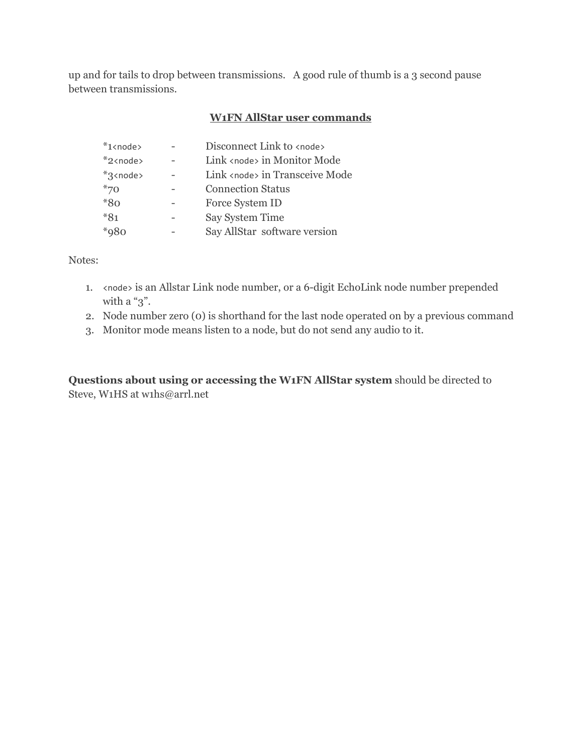up and for tails to drop between transmissions. A good rule of thumb is a 3 second pause between transmissions.

## W1FN AllStar user commands

| | | |
|---|---|---|
| *1<node> | - | Disconnect Link to <node> |
| *2<node> | - | Link <node> in Monitor Mode |
| *3<node> | - | Link <node> in Transceive Mode |
| *70 | - | Connection Status |
| *80 | - | Force System ID |
| *81 | - | Say System Time |
| *980 | - | Say AllStar software version |

Notes:

1. <node> is an Allstar Link node number, or a 6-digit EchoLink node number prepended with a "3".
2. Node number zero (0) is shorthand for the last node operated on by a previous command
3. Monitor mode means listen to a node, but do not send any audio to it.

**Questions about using or accessing the W1FN AllStar system** should be directed to Steve, W1HS at w1hs@arrl.net